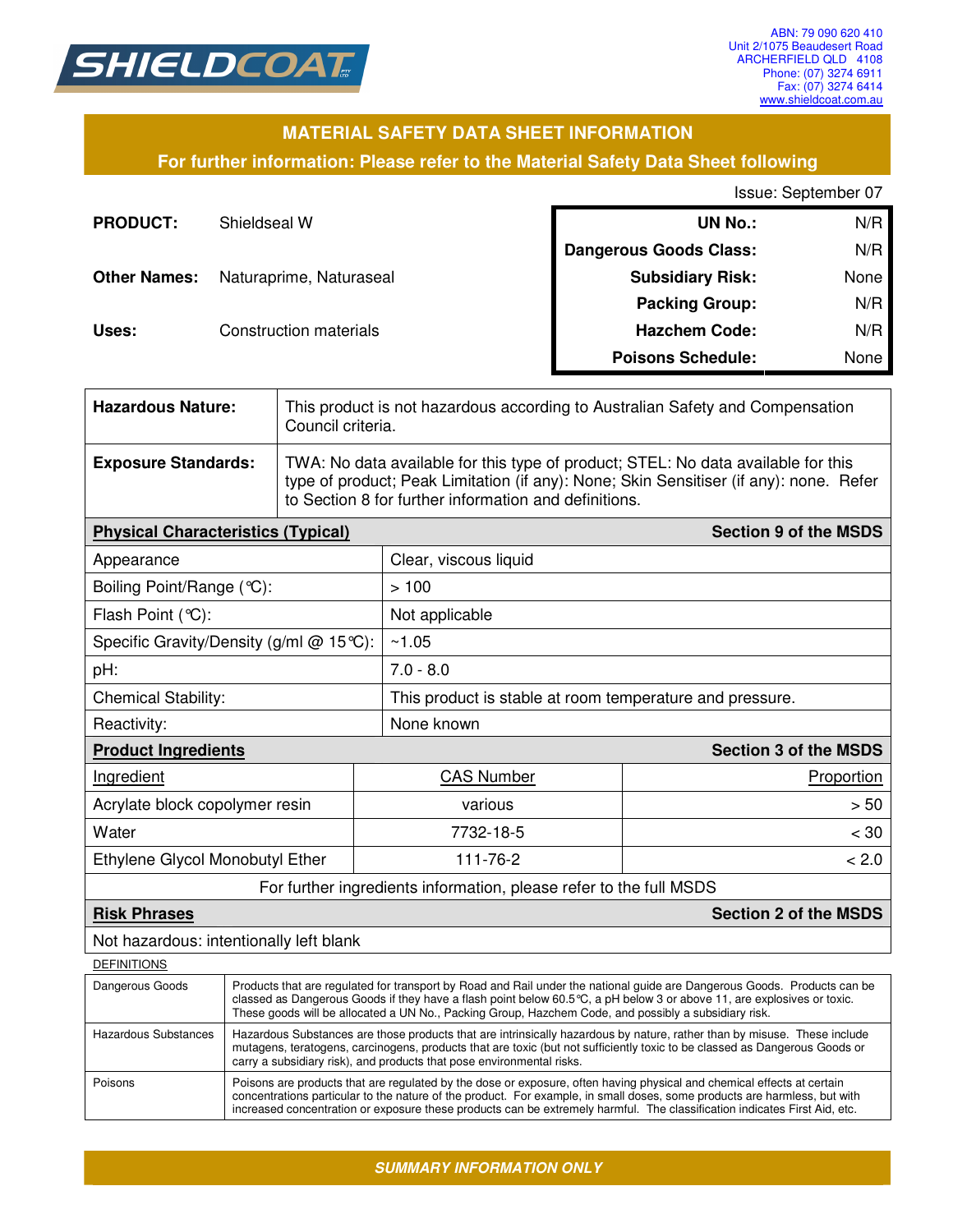SHIELDCOAT

ABN: 79 090 620 410
Unit 2/1075 Beaudesert Road
ARCHERFIELD QLD 4108
Phone: (07) 3274 6911
Fax: (07) 3274 6414
www.shieldcoat.com.au

## MATERIAL SAFETY DATA SHEET INFORMATION

**For further information: Please refer to the Material Safety Data Sheet following**

Issue: September 07

**PRODUCT:** Shieldseal W

**Other Names:** Naturaprime, Naturaseal

**Uses:** Construction materials

| | |
|---|---|
| **UN No.:** | N/R |
| **Dangerous Goods Class:** | N/R |
| **Subsidiary Risk:** | None |
| **Packing Group:** | N/R |
| **Hazchem Code:** | N/R |
| **Poisons Schedule:** | None |

| | |
|---|---|
| **Hazardous Nature:** | This product is not hazardous according to Australian Safety and Compensation Council criteria. |
| **Exposure Standards:** | TWA: No data available for this type of product; STEL: No data available for this type of product; Peak Limitation (if any): None; Skin Sensitiser (if any): none. Refer to Section 8 for further information and definitions. |

| **Physical Characteristics (Typical)** | **Section 9 of the MSDS** |
|---|---|
| Appearance | Clear, viscous liquid |
| Boiling Point/Range (℃): | > 100 |
| Flash Point (℃): | Not applicable |
| Specific Gravity/Density (g/ml @ 15℃): | ~1.05 |
| pH: | 7.0 - 8.0 |
| Chemical Stability: | This product is stable at room temperature and pressure. |
| Reactivity: | None known |

| **Product Ingredients** | | **Section 3 of the MSDS** |
|---|---|---|
| Ingredient | CAS Number | Proportion |
| Acrylate block copolymer resin | various | > 50 |
| Water | 7732-18-5 | < 30 |
| Ethylene Glycol Monobutyl Ether | 111-76-2 | < 2.0 |
| For further ingredients information, please refer to the full MSDS | | |

| **Risk Phrases** | **Section 2 of the MSDS** |
|---|---|
| Not hazardous: intentionally left blank | |

DEFINITIONS

| | |
|---|---|
| Dangerous Goods | Products that are regulated for transport by Road and Rail under the national guide are Dangerous Goods. Products can be classed as Dangerous Goods if they have a flash point below 60.5℃, a pH below 3 or above 11, are explosives or toxic. These goods will be allocated a UN No., Packing Group, Hazchem Code, and possibly a subsidiary risk. |
| Hazardous Substances | Hazardous Substances are those products that are intrinsically hazardous by nature, rather than by misuse. These include mutagens, teratogens, carcinogens, products that are toxic (but not sufficiently toxic to be classed as Dangerous Goods or carry a subsidiary risk), and products that pose environmental risks. |
| Poisons | Poisons are products that are regulated by the dose or exposure, often having physical and chemical effects at certain concentrations particular to the nature of the product. For example, in small doses, some products are harmless, but with increased concentration or exposure these products can be extremely harmful. The classification indicates First Aid, etc. |

***SUMMARY INFORMATION ONLY***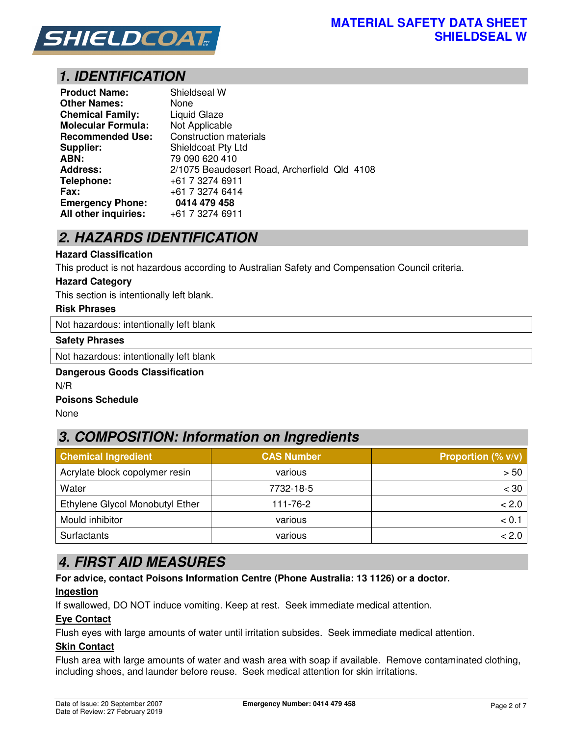# 1. IDENTIFICATION

**Product Name:** Shieldseal W
**Other Names:** None
**Chemical Family:** Liquid Glaze
**Molecular Formula:** Not Applicable
**Recommended Use:** Construction materials
**Supplier:** Shieldcoat Pty Ltd
**ABN:** 79 090 620 410
**Address:** 2/1075 Beaudesert Road, Archerfield Qld 4108
**Telephone:** +61 7 3274 6911
**Fax:** +61 7 3274 6414
**Emergency Phone:** **0414 479 458**
**All other inquiries:** +61 7 3274 6911

# 2. HAZARDS IDENTIFICATION

**Hazard Classification**

This product is not hazardous according to Australian Safety and Compensation Council criteria.

**Hazard Category**

This section is intentionally left blank.

**Risk Phrases**

Not hazardous: intentionally left blank

**Safety Phrases**

Not hazardous: intentionally left blank

**Dangerous Goods Classification**

N/R

**Poisons Schedule**

None

# 3. COMPOSITION: Information on Ingredients

| Chemical Ingredient | CAS Number | Proportion (% v/v) |
|---|---|---|
| Acrylate block copolymer resin | various | > 50 |
| Water | 7732-18-5 | < 30 |
| Ethylene Glycol Monobutyl Ether | 111-76-2 | < 2.0 |
| Mould inhibitor | various | < 0.1 |
| Surfactants | various | < 2.0 |

# 4. FIRST AID MEASURES

**For advice, contact Poisons Information Centre (Phone Australia: 13 1126) or a doctor.**

**Ingestion**

If swallowed, DO NOT induce vomiting. Keep at rest. Seek immediate medical attention.

**Eye Contact**

Flush eyes with large amounts of water until irritation subsides. Seek immediate medical attention.

**Skin Contact**

Flush area with large amounts of water and wash area with soap if available. Remove contaminated clothing, including shoes, and launder before reuse. Seek medical attention for skin irritations.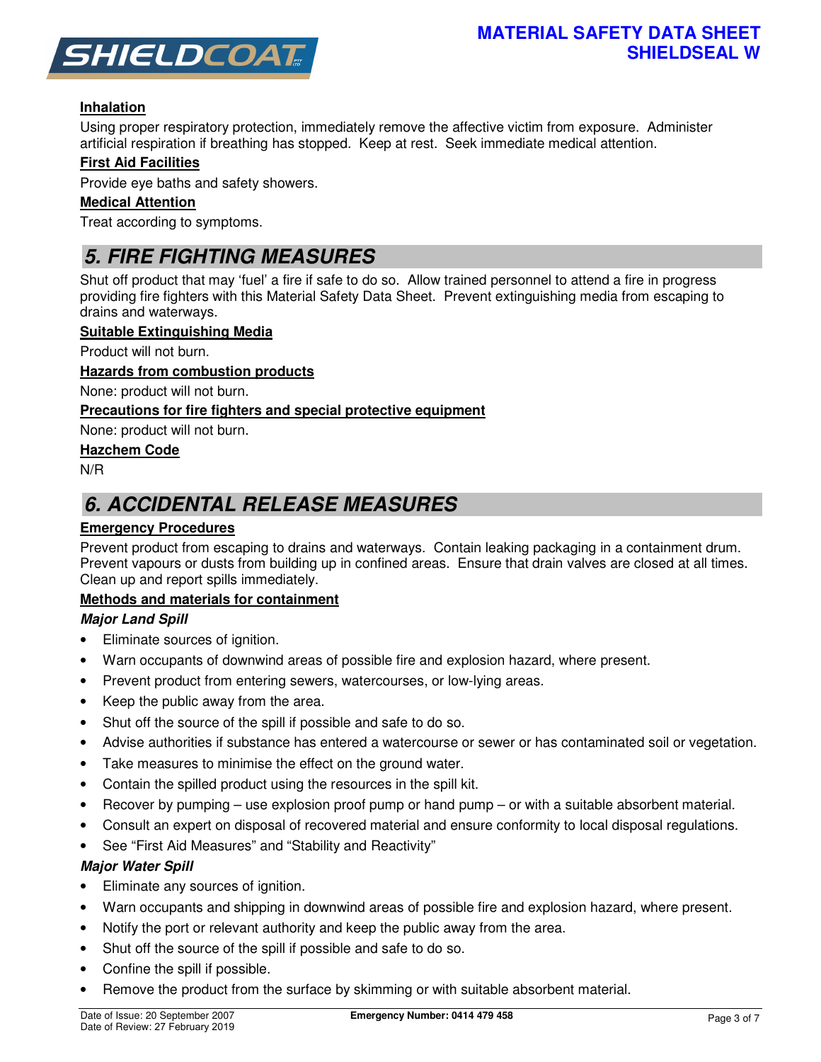**Inhalation**

Using proper respiratory protection, immediately remove the affective victim from exposure. Administer artificial respiration if breathing has stopped. Keep at rest. Seek immediate medical attention.

**First Aid Facilities**

Provide eye baths and safety showers.

**Medical Attention**

Treat according to symptoms.

## 5. FIRE FIGHTING MEASURES

Shut off product that may 'fuel' a fire if safe to do so. Allow trained personnel to attend a fire in progress providing fire fighters with this Material Safety Data Sheet. Prevent extinguishing media from escaping to drains and waterways.

**Suitable Extinguishing Media**

Product will not burn.

**Hazards from combustion products**

None: product will not burn.

**Precautions for fire fighters and special protective equipment**

None: product will not burn.

**Hazchem Code**

N/R

## 6. ACCIDENTAL RELEASE MEASURES

**Emergency Procedures**

Prevent product from escaping to drains and waterways. Contain leaking packaging in a containment drum. Prevent vapours or dusts from building up in confined areas. Ensure that drain valves are closed at all times. Clean up and report spills immediately.

**Methods and materials for containment**

***Major Land Spill***

- Eliminate sources of ignition.
- Warn occupants of downwind areas of possible fire and explosion hazard, where present.
- Prevent product from entering sewers, watercourses, or low-lying areas.
- Keep the public away from the area.
- Shut off the source of the spill if possible and safe to do so.
- Advise authorities if substance has entered a watercourse or sewer or has contaminated soil or vegetation.
- Take measures to minimise the effect on the ground water.
- Contain the spilled product using the resources in the spill kit.
- Recover by pumping – use explosion proof pump or hand pump – or with a suitable absorbent material.
- Consult an expert on disposal of recovered material and ensure conformity to local disposal regulations.
- See "First Aid Measures" and "Stability and Reactivity"

***Major Water Spill***

- Eliminate any sources of ignition.
- Warn occupants and shipping in downwind areas of possible fire and explosion hazard, where present.
- Notify the port or relevant authority and keep the public away from the area.
- Shut off the source of the spill if possible and safe to do so.
- Confine the spill if possible.
- Remove the product from the surface by skimming or with suitable absorbent material.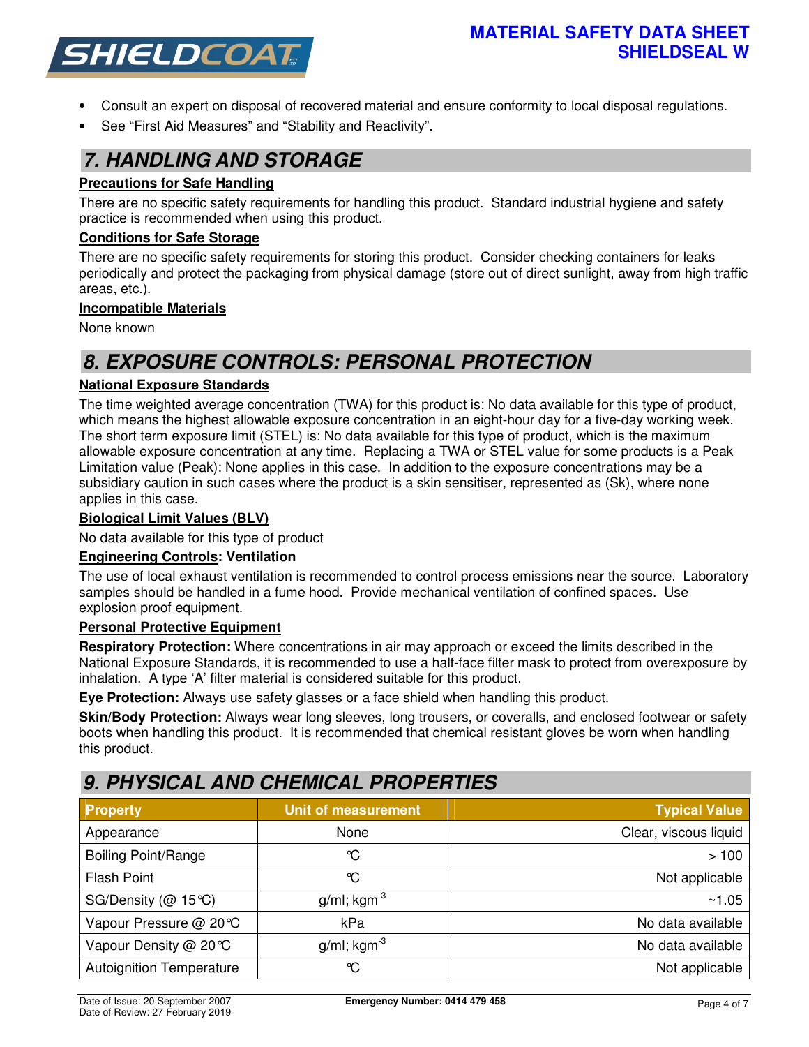- Consult an expert on disposal of recovered material and ensure conformity to local disposal regulations.
- See "First Aid Measures" and "Stability and Reactivity".

## 7. HANDLING AND STORAGE

**Precautions for Safe Handling**

There are no specific safety requirements for handling this product. Standard industrial hygiene and safety practice is recommended when using this product.

**Conditions for Safe Storage**

There are no specific safety requirements for storing this product. Consider checking containers for leaks periodically and protect the packaging from physical damage (store out of direct sunlight, away from high traffic areas, etc.).

**Incompatible Materials**

None known

## 8. EXPOSURE CONTROLS: PERSONAL PROTECTION

**National Exposure Standards**

The time weighted average concentration (TWA) for this product is: No data available for this type of product, which means the highest allowable exposure concentration in an eight-hour day for a five-day working week. The short term exposure limit (STEL) is: No data available for this type of product, which is the maximum allowable exposure concentration at any time. Replacing a TWA or STEL value for some products is a Peak Limitation value (Peak): None applies in this case. In addition to the exposure concentrations may be a subsidiary caution in such cases where the product is a skin sensitiser, represented as (Sk), where none applies in this case.

**Biological Limit Values (BLV)**

No data available for this type of product

**Engineering Controls: Ventilation**

The use of local exhaust ventilation is recommended to control process emissions near the source. Laboratory samples should be handled in a fume hood. Provide mechanical ventilation of confined spaces. Use explosion proof equipment.

**Personal Protective Equipment**

**Respiratory Protection:** Where concentrations in air may approach or exceed the limits described in the National Exposure Standards, it is recommended to use a half-face filter mask to protect from overexposure by inhalation. A type 'A' filter material is considered suitable for this product.

**Eye Protection:** Always use safety glasses or a face shield when handling this product.

**Skin/Body Protection:** Always wear long sleeves, long trousers, or coveralls, and enclosed footwear or safety boots when handling this product. It is recommended that chemical resistant gloves be worn when handling this product.

## 9. PHYSICAL AND CHEMICAL PROPERTIES

| Property | Unit of measurement | Typical Value |
|---|---|---|
| Appearance | None | Clear, viscous liquid |
| Boiling Point/Range | ℃ | > 100 |
| Flash Point | ℃ | Not applicable |
| SG/Density (@ 15℃) | g/ml; $kgm^{-3}$ | ~1.05 |
| Vapour Pressure @ 20℃ | kPa | No data available |
| Vapour Density @ 20℃ | g/ml; $kgm^{-3}$ | No data available |
| Autoignition Temperature | ℃ | Not applicable |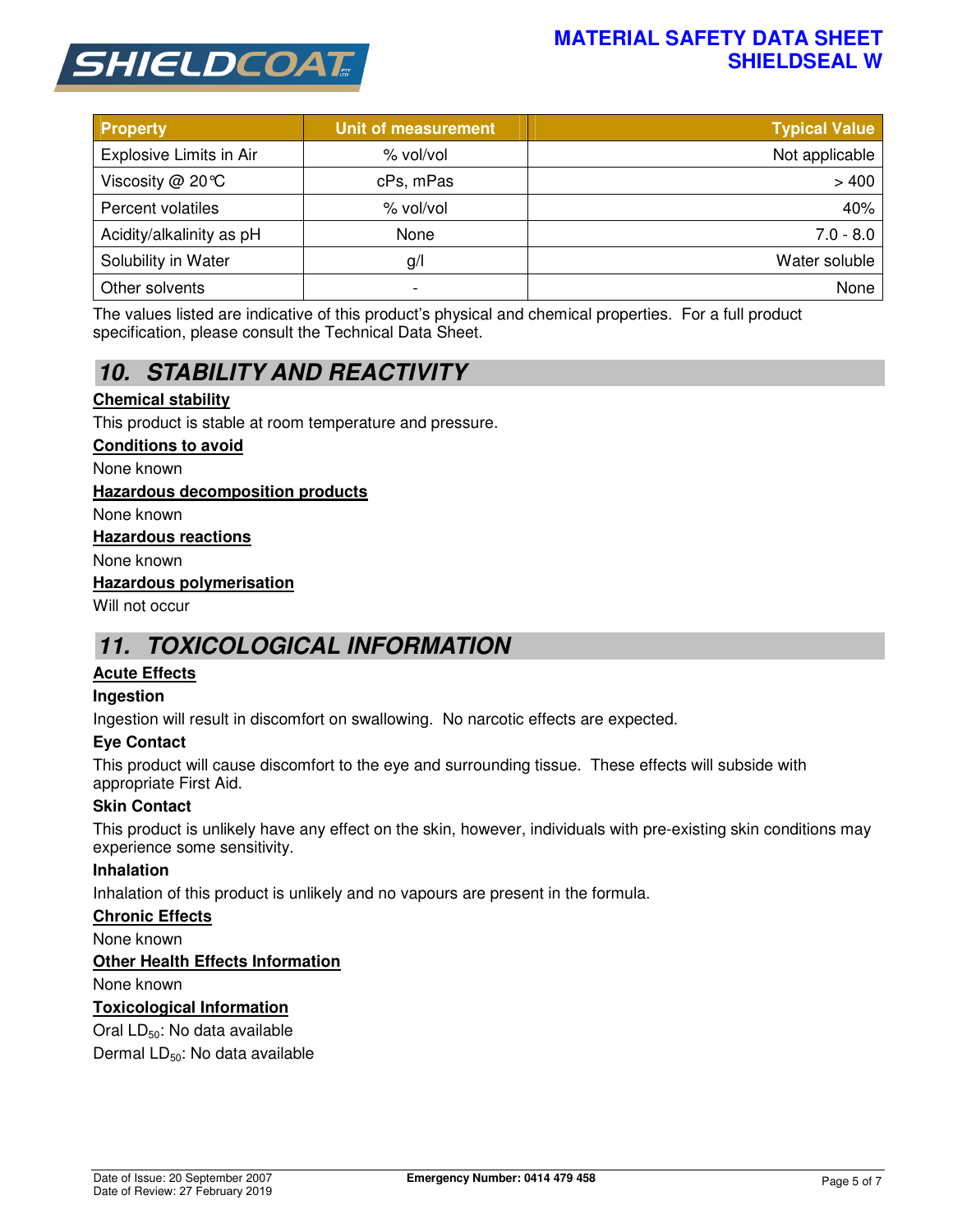| Property | Unit of measurement | Typical Value |
| --- | --- | --- |
| Explosive Limits in Air | % vol/vol | Not applicable |
| Viscosity @ 20°C | cPs, mPas | > 400 |
| Percent volatiles | % vol/vol | 40% |
| Acidity/alkalinity as pH | None | 7.0 - 8.0 |
| Solubility in Water | g/l | Water soluble |
| Other solvents | - | None |

The values listed are indicative of this product's physical and chemical properties. For a full product specification, please consult the Technical Data Sheet.

## 10. STABILITY AND REACTIVITY

**Chemical stability**

This product is stable at room temperature and pressure.

**Conditions to avoid**

None known

**Hazardous decomposition products**

None known

**Hazardous reactions**

None known

**Hazardous polymerisation**

Will not occur

## 11. TOXICOLOGICAL INFORMATION

**Acute Effects**

**Ingestion**

Ingestion will result in discomfort on swallowing. No narcotic effects are expected.

**Eye Contact**

This product will cause discomfort to the eye and surrounding tissue. These effects will subside with appropriate First Aid.

**Skin Contact**

This product is unlikely have any effect on the skin, however, individuals with pre-existing skin conditions may experience some sensitivity.

**Inhalation**

Inhalation of this product is unlikely and no vapours are present in the formula.

**Chronic Effects**

None known

**Other Health Effects Information**

None known

**Toxicological Information**

Oral $LD_{50}$: No data available

Dermal $LD_{50}$: No data available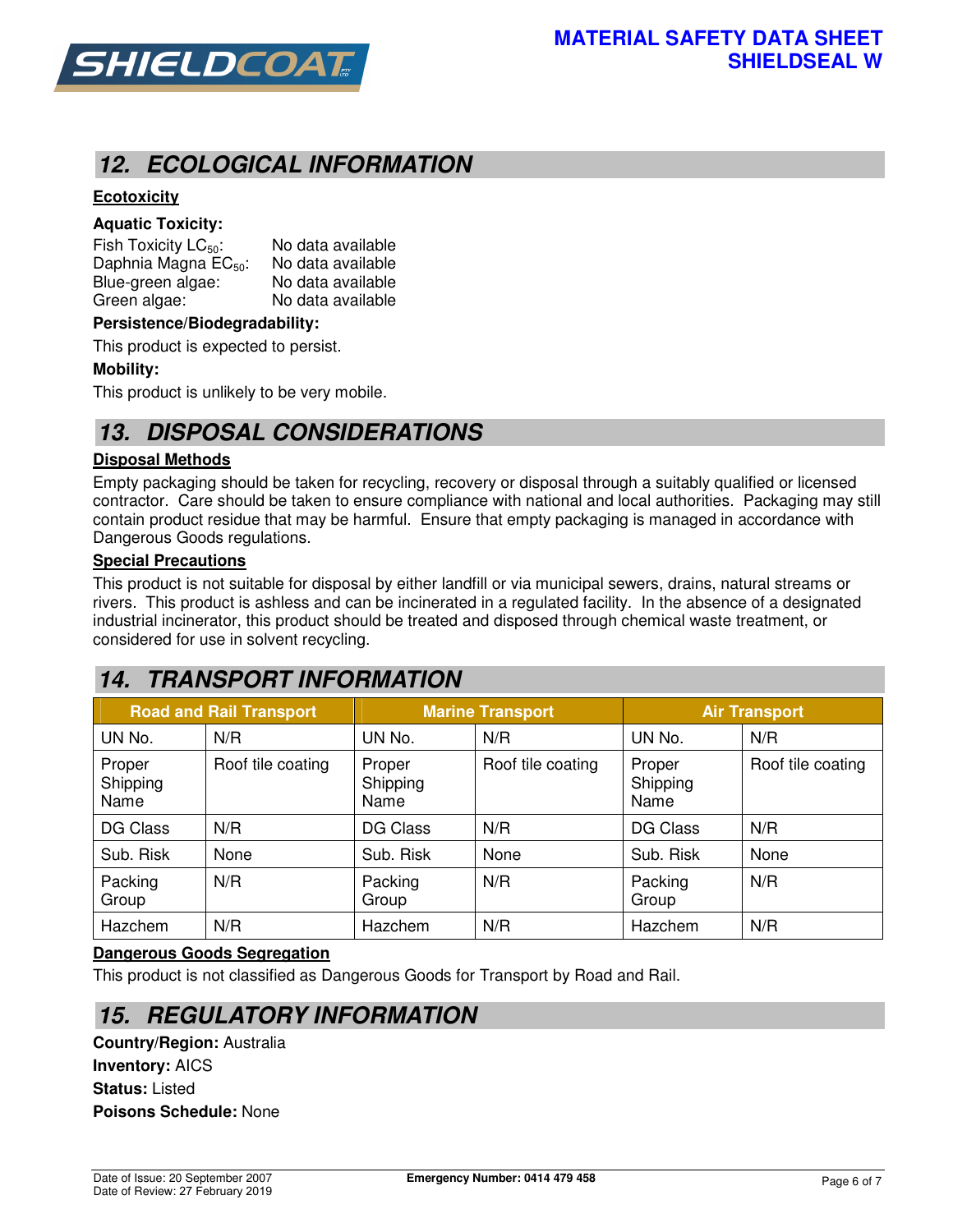## 12. ECOLOGICAL INFORMATION

**Ecotoxicity**

**Aquatic Toxicity:**

Fish Toxicity $LC_{50}$: No data available
Daphnia Magna $EC_{50}$: No data available
Blue-green algae: No data available
Green algae: No data available

**Persistence/Biodegradability:**

This product is expected to persist.

**Mobility:**

This product is unlikely to be very mobile.

## 13. DISPOSAL CONSIDERATIONS

**Disposal Methods**

Empty packaging should be taken for recycling, recovery or disposal through a suitably qualified or licensed contractor. Care should be taken to ensure compliance with national and local authorities. Packaging may still contain product residue that may be harmful. Ensure that empty packaging is managed in accordance with Dangerous Goods regulations.

**Special Precautions**

This product is not suitable for disposal by either landfill or via municipal sewers, drains, natural streams or rivers. This product is ashless and can be incinerated in a regulated facility. In the absence of a designated industrial incinerator, this product should be treated and disposed through chemical waste treatment, or considered for use in solvent recycling.

## 14. TRANSPORT INFORMATION

| Road and Rail Transport | | Marine Transport | | Air Transport | |
|---|---|---|---|---|---|
| UN No. | N/R | UN No. | N/R | UN No. | N/R |
| Proper Shipping Name | Roof tile coating | Proper Shipping Name | Roof tile coating | Proper Shipping Name | Roof tile coating |
| DG Class | N/R | DG Class | N/R | DG Class | N/R |
| Sub. Risk | None | Sub. Risk | None | Sub. Risk | None |
| Packing Group | N/R | Packing Group | N/R | Packing Group | N/R |
| Hazchem | N/R | Hazchem | N/R | Hazchem | N/R |

**Dangerous Goods Segregation**

This product is not classified as Dangerous Goods for Transport by Road and Rail.

## 15. REGULATORY INFORMATION

**Country/Region:** Australia
**Inventory:** AICS
**Status:** Listed
**Poisons Schedule:** None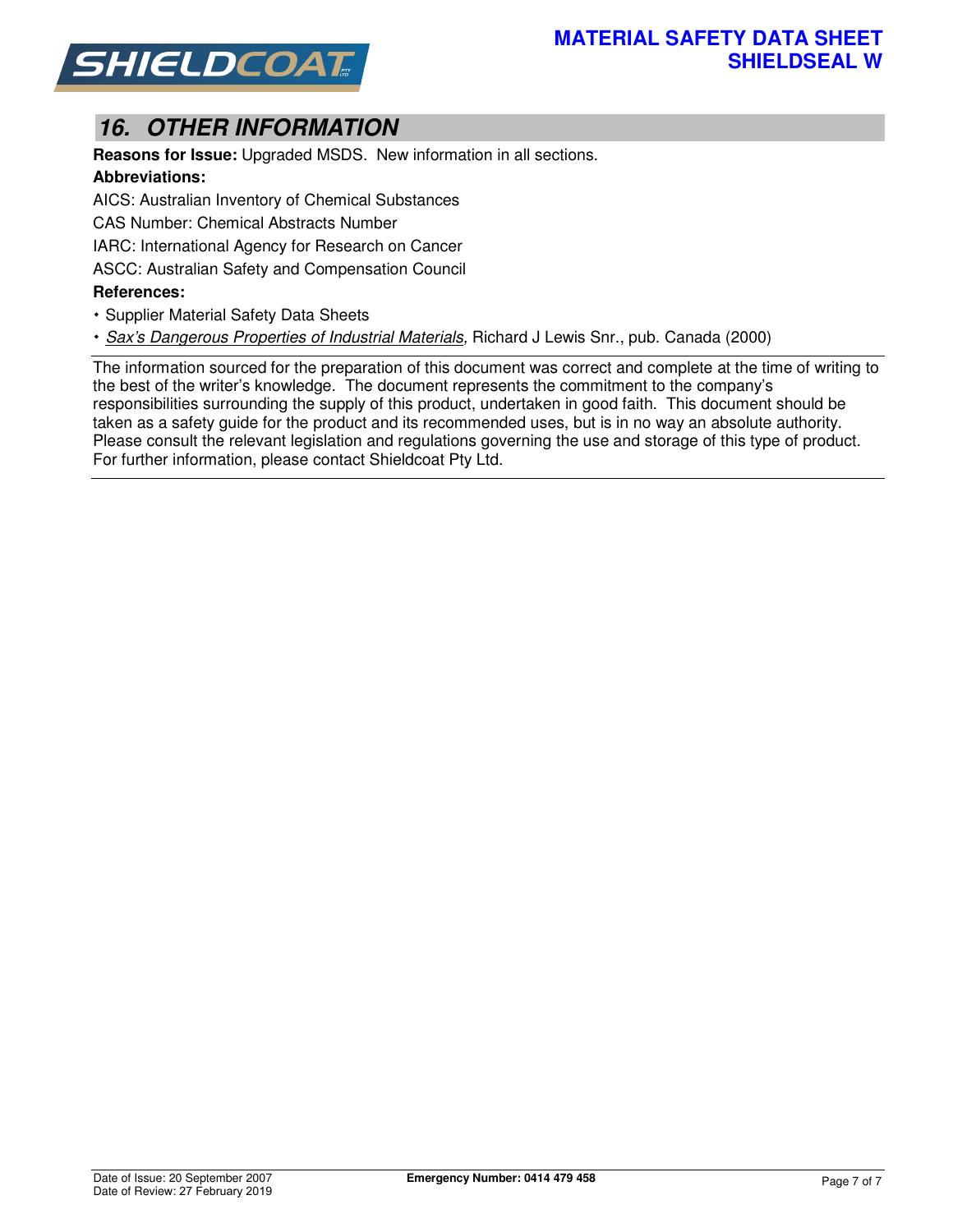## 16. OTHER INFORMATION

**Reasons for Issue:** Upgraded MSDS. New information in all sections.

**Abbreviations:**

AICS: Australian Inventory of Chemical Substances

CAS Number: Chemical Abstracts Number

IARC: International Agency for Research on Cancer

ASCC: Australian Safety and Compensation Council

**References:**

- Supplier Material Safety Data Sheets
- *Sax's Dangerous Properties of Industrial Materials,* Richard J Lewis Snr., pub. Canada (2000)

---

The information sourced for the preparation of this document was correct and complete at the time of writing to the best of the writer's knowledge. The document represents the commitment to the company's responsibilities surrounding the supply of this product, undertaken in good faith. This document should be taken as a safety guide for the product and its recommended uses, but is in no way an absolute authority. Please consult the relevant legislation and regulations governing the use and storage of this type of product. For further information, please contact Shieldcoat Pty Ltd.